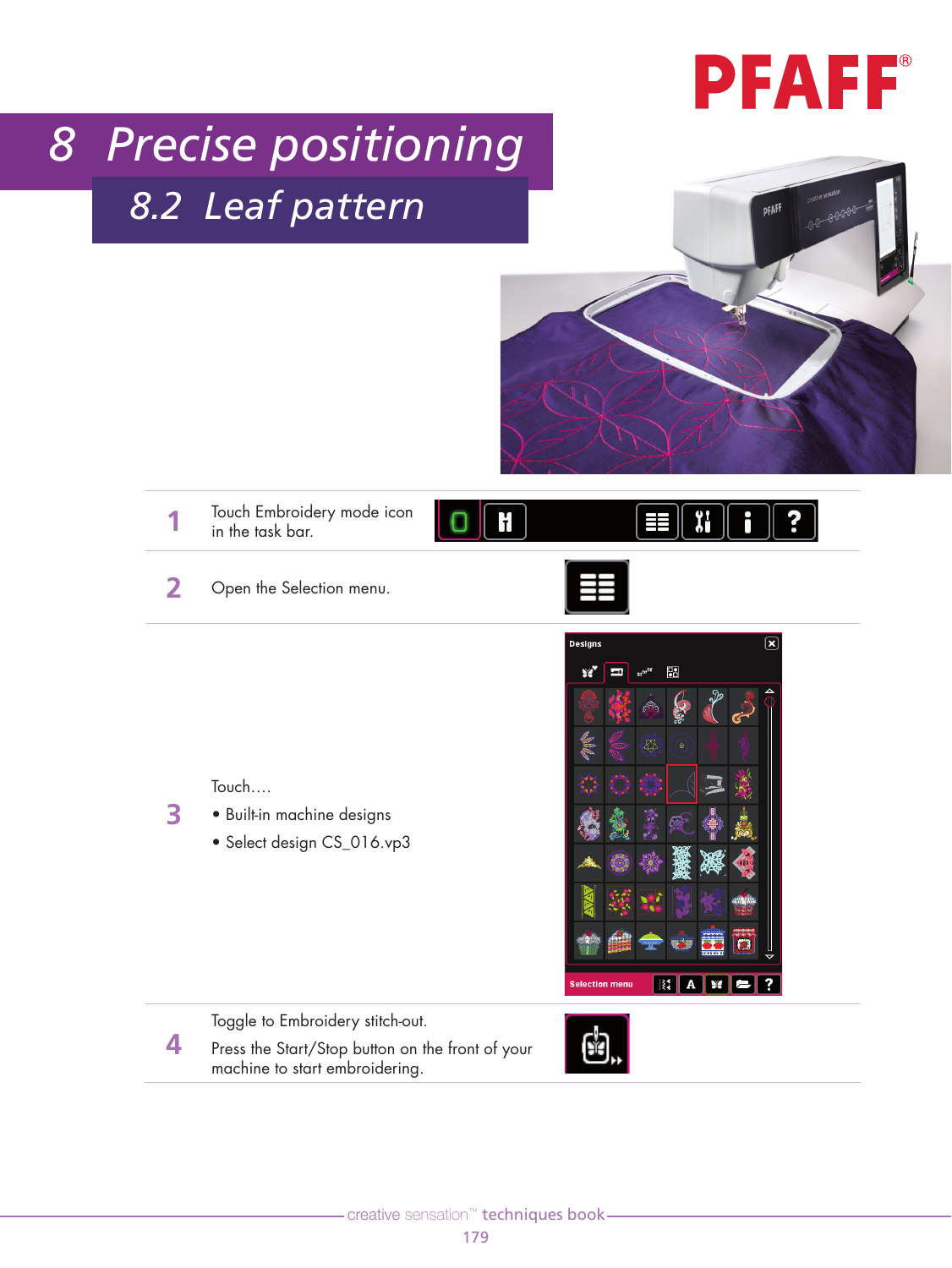# 8 Precise positioning

## 8.2 Leaf pattern

| | |
|---|---|
| **1** | Touch Embroidery mode icon in the task bar. |
| **2** | Open the Selection menu. |
| **3** | Touch….<br>• Built-in machine designs<br>• Select design CS_016.vp3 |
| **4** | Toggle to Embroidery stitch-out.<br>Press the Start/Stop button on the front of your machine to start embroidering. |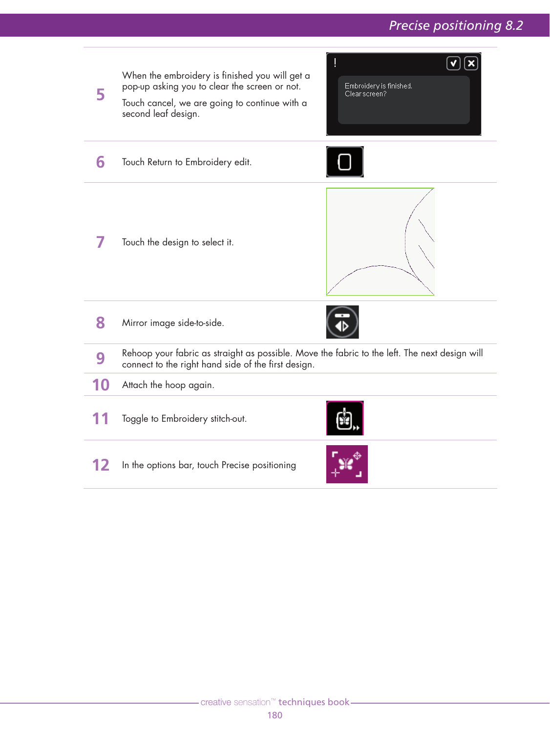5. When the embroidery is finished you will get a pop-up asking you to clear the screen or not.

   Touch cancel, we are going to continue with a second leaf design.

   Embroidery is finished. Clear screen?

6. Touch Return to Embroidery edit.

7. Touch the design to select it.

8. Mirror image side-to-side.

9. Rehoop your fabric as straight as possible. Move the fabric to the left. The next design will connect to the right hand side of the first design.

10. Attach the hoop again.

11. Toggle to Embroidery stitch-out.

12. In the options bar, touch Precise positioning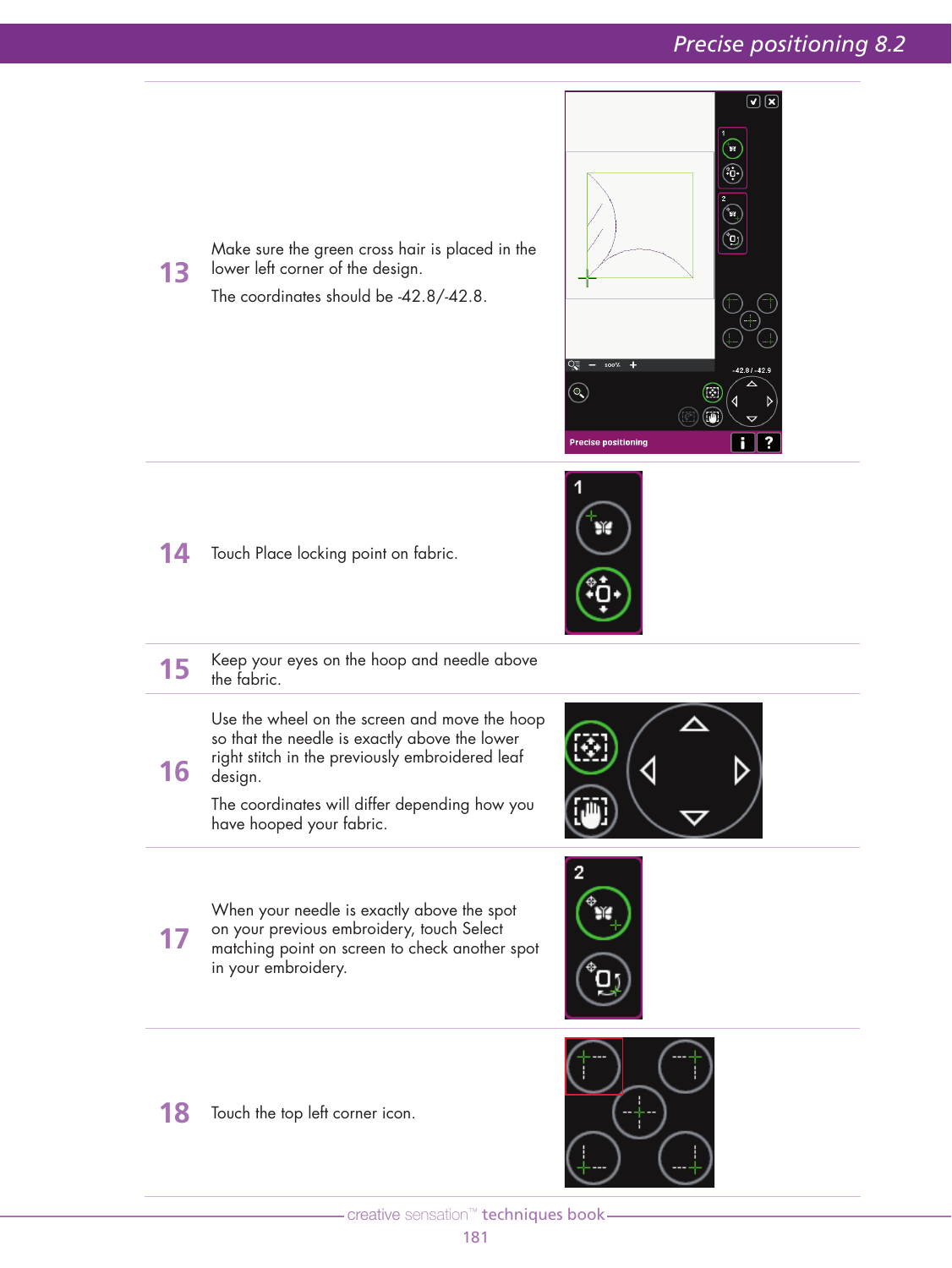13 Make sure the green cross hair is placed in the lower left corner of the design.

The coordinates should be -42.8/-42.8.

14 Touch Place locking point on fabric.

15 Keep your eyes on the hoop and needle above the fabric.

16 Use the wheel on the screen and move the hoop so that the needle is exactly above the lower right stitch in the previously embroidered leaf design.

The coordinates will differ depending how you have hooped your fabric.

17 When your needle is exactly above the spot on your previous embroidery, touch Select matching point on screen to check another spot in your embroidery.

18 Touch the top left corner icon.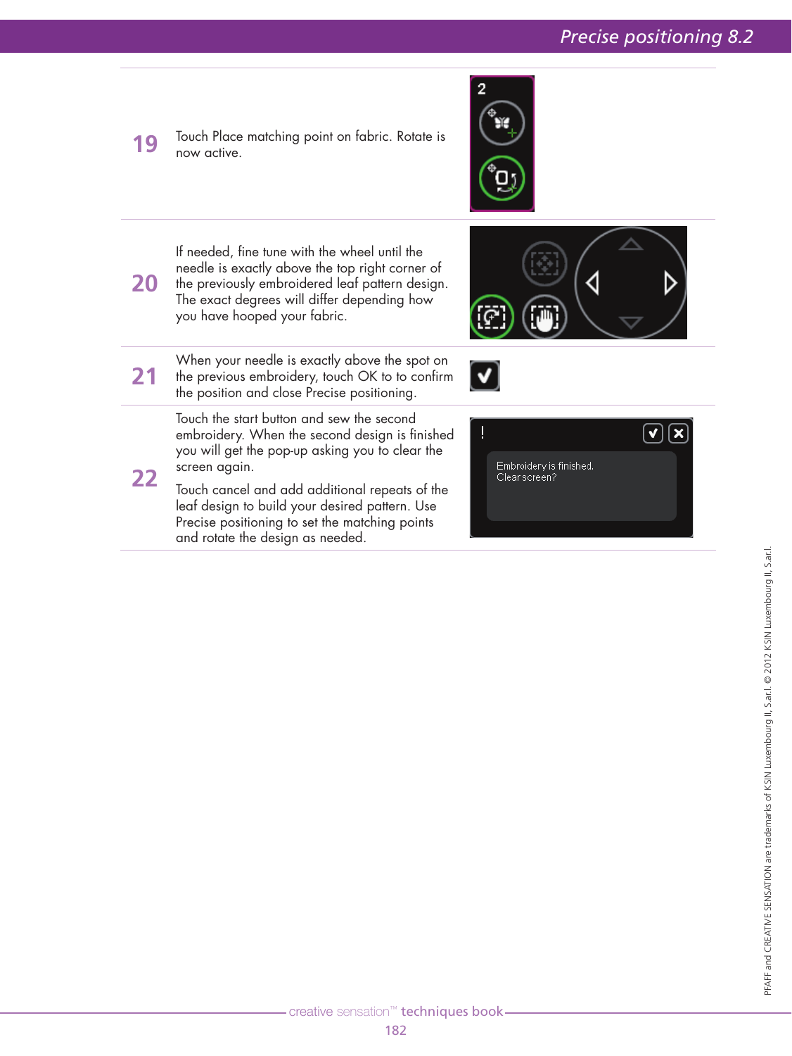**19** Touch Place matching point on fabric. Rotate is now active.

**20** If needed, fine tune with the wheel until the needle is exactly above the top right corner of the previously embroidered leaf pattern design. The exact degrees will differ depending how you have hooped your fabric.

**21** When your needle is exactly above the spot on the previous embroidery, touch OK to to confirm the position and close Precise positioning.

**22** Touch the start button and sew the second embroidery. When the second design is finished you will get the pop-up asking you to clear the screen again.

Touch cancel and add additional repeats of the leaf design to build your desired pattern. Use Precise positioning to set the matching points and rotate the design as needed.

PFAFF and CREATIVE SENSATION are trademarks of KSIN Luxembourg II, S.ar.l. © 2012 KSIN Luxembourg II, S.ar.l.